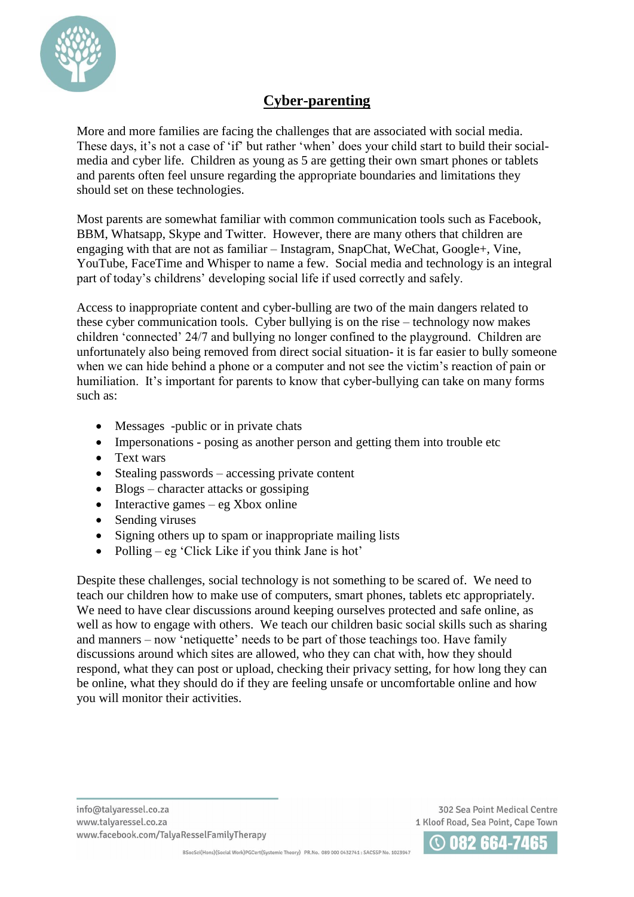# Cyber-parenting

More and more families are facing the challenges that are associated with social media. These days, it's not a case of 'if' but rather 'when' does your child start to build their social-media and cyber life. Children as young as 5 are getting their own smart phones or tablets and parents often feel unsure regarding the appropriate boundaries and limitations they should set on these technologies.

Most parents are somewhat familiar with common communication tools such as Facebook, BBM, Whatsapp, Skype and Twitter. However, there are many others that children are engaging with that are not as familiar – Instagram, SnapChat, WeChat, Google+, Vine, YouTube, FaceTime and Whisper to name a few. Social media and technology is an integral part of today's childrens' developing social life if used correctly and safely.

Access to inappropriate content and cyber-bulling are two of the main dangers related to these cyber communication tools. Cyber bullying is on the rise – technology now makes children 'connected' 24/7 and bullying no longer confined to the playground. Children are unfortunately also being removed from direct social situation- it is far easier to bully someone when we can hide behind a phone or a computer and not see the victim's reaction of pain or humiliation. It's important for parents to know that cyber-bullying can take on many forms such as:

- Messages -public or in private chats
- Impersonations - posing as another person and getting them into trouble etc
- Text wars
- Stealing passwords – accessing private content
- Blogs – character attacks or gossiping
- Interactive games – eg Xbox online
- Sending viruses
- Signing others up to spam or inappropriate mailing lists
- Polling – eg 'Click Like if you think Jane is hot'

Despite these challenges, social technology is not something to be scared of. We need to teach our children how to make use of computers, smart phones, tablets etc appropriately. We need to have clear discussions around keeping ourselves protected and safe online, as well as how to engage with others. We teach our children basic social skills such as sharing and manners – now 'netiquette' needs to be part of those teachings too. Have family discussions around which sites are allowed, who they can chat with, how they should respond, what they can post or upload, checking their privacy setting, for how long they can be online, what they should do if they are feeling unsafe or uncomfortable online and how you will monitor their activities.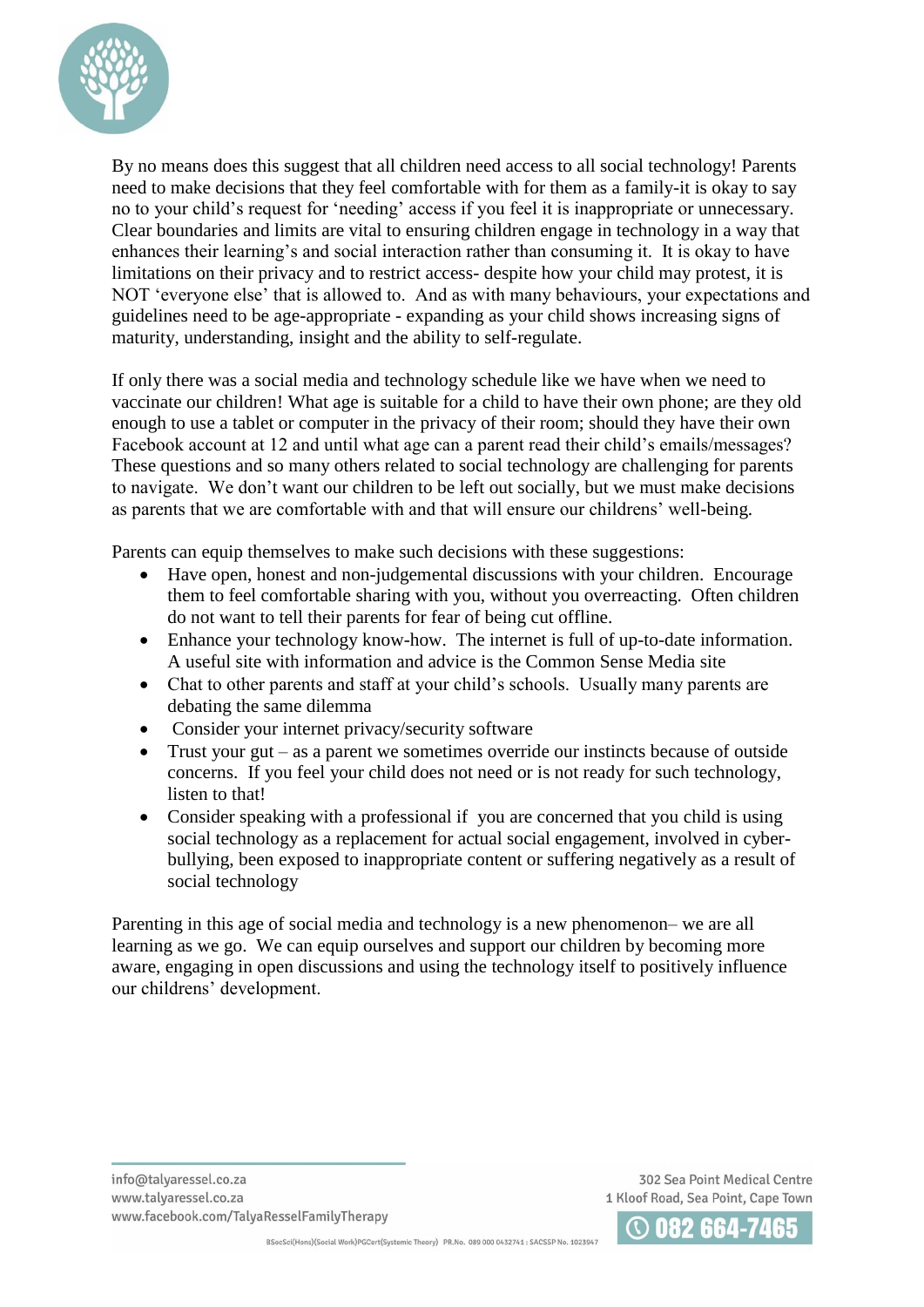By no means does this suggest that all children need access to all social technology! Parents need to make decisions that they feel comfortable with for them as a family-it is okay to say no to your child's request for 'needing' access if you feel it is inappropriate or unnecessary. Clear boundaries and limits are vital to ensuring children engage in technology in a way that enhances their learning's and social interaction rather than consuming it. It is okay to have limitations on their privacy and to restrict access- despite how your child may protest, it is NOT 'everyone else' that is allowed to. And as with many behaviours, your expectations and guidelines need to be age-appropriate - expanding as your child shows increasing signs of maturity, understanding, insight and the ability to self-regulate.

If only there was a social media and technology schedule like we have when we need to vaccinate our children! What age is suitable for a child to have their own phone; are they old enough to use a tablet or computer in the privacy of their room; should they have their own Facebook account at 12 and until what age can a parent read their child's emails/messages? These questions and so many others related to social technology are challenging for parents to navigate. We don't want our children to be left out socially, but we must make decisions as parents that we are comfortable with and that will ensure our childrens' well-being.

Parents can equip themselves to make such decisions with these suggestions:

- Have open, honest and non-judgemental discussions with your children. Encourage them to feel comfortable sharing with you, without you overreacting. Often children do not want to tell their parents for fear of being cut offline.
- Enhance your technology know-how. The internet is full of up-to-date information. A useful site with information and advice is the Common Sense Media site
- Chat to other parents and staff at your child's schools. Usually many parents are debating the same dilemma
- Consider your internet privacy/security software
- Trust your gut – as a parent we sometimes override our instincts because of outside concerns. If you feel your child does not need or is not ready for such technology, listen to that!
- Consider speaking with a professional if you are concerned that you child is using social technology as a replacement for actual social engagement, involved in cyber-bullying, been exposed to inappropriate content or suffering negatively as a result of social technology

Parenting in this age of social media and technology is a new phenomenon– we are all learning as we go. We can equip ourselves and support our children by becoming more aware, engaging in open discussions and using the technology itself to positively influence our childrens' development.